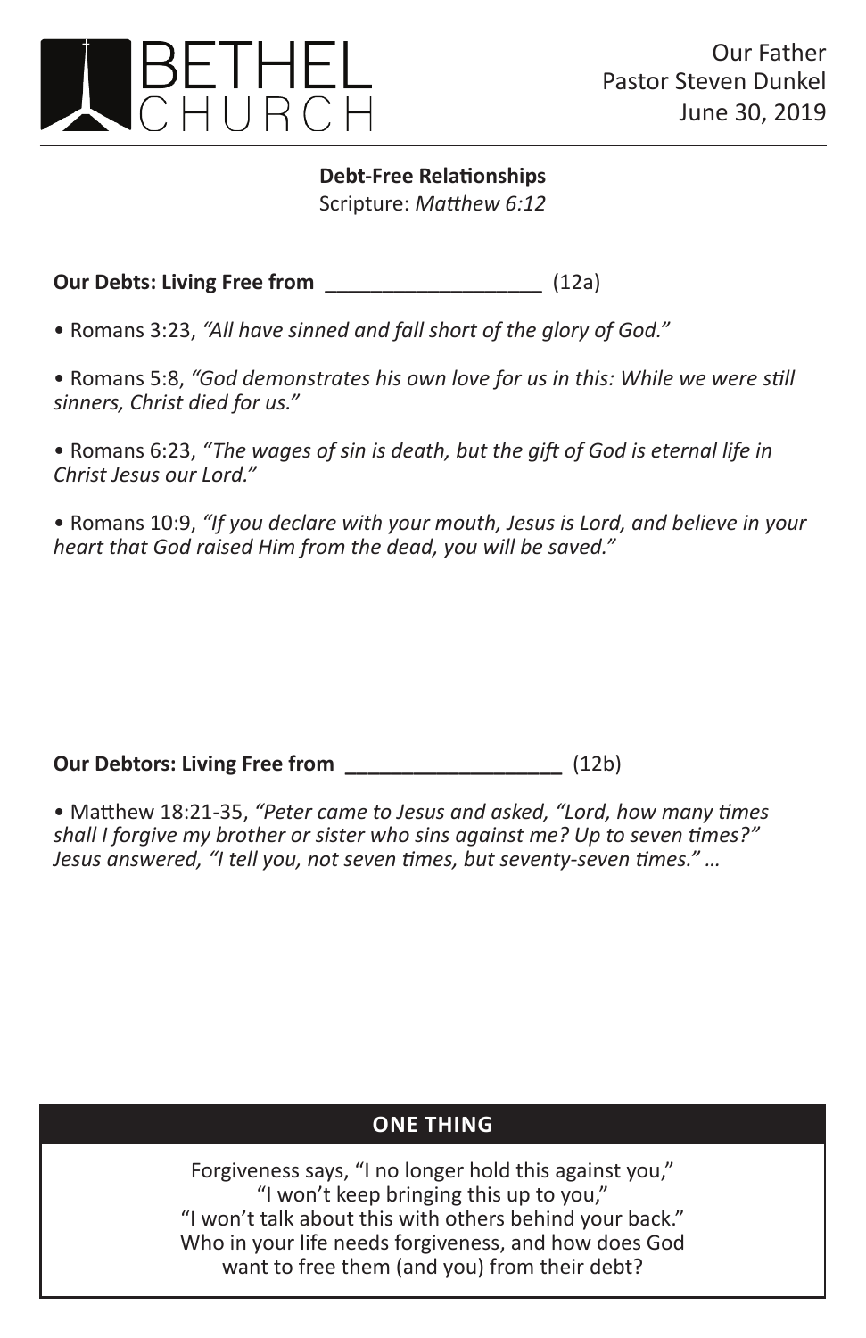# BETHEL CHURCH

Our Father
Pastor Steven Dunkel
June 30, 2019

**Debt-Free Relationships**
Scripture: *Matthew 6:12*

**Our Debts: Living Free from ___________________** (12a)

• Romans 3:23, *"All have sinned and fall short of the glory of God."*

• Romans 5:8, *"God demonstrates his own love for us in this: While we were still sinners, Christ died for us."*

• Romans 6:23, *"The wages of sin is death, but the gift of God is eternal life in Christ Jesus our Lord."*

• Romans 10:9, *"If you declare with your mouth, Jesus is Lord, and believe in your heart that God raised Him from the dead, you will be saved."*

**Our Debtors: Living Free from ___________________** (12b)

• Matthew 18:21-35, *"Peter came to Jesus and asked, "Lord, how many times shall I forgive my brother or sister who sins against me? Up to seven times?" Jesus answered, "I tell you, not seven times, but seventy-seven times." …*

## ONE THING

Forgiveness says, "I no longer hold this against you,"
"I won't keep bringing this up to you,"
"I won't talk about this with others behind your back."
Who in your life needs forgiveness, and how does God want to free them (and you) from their debt?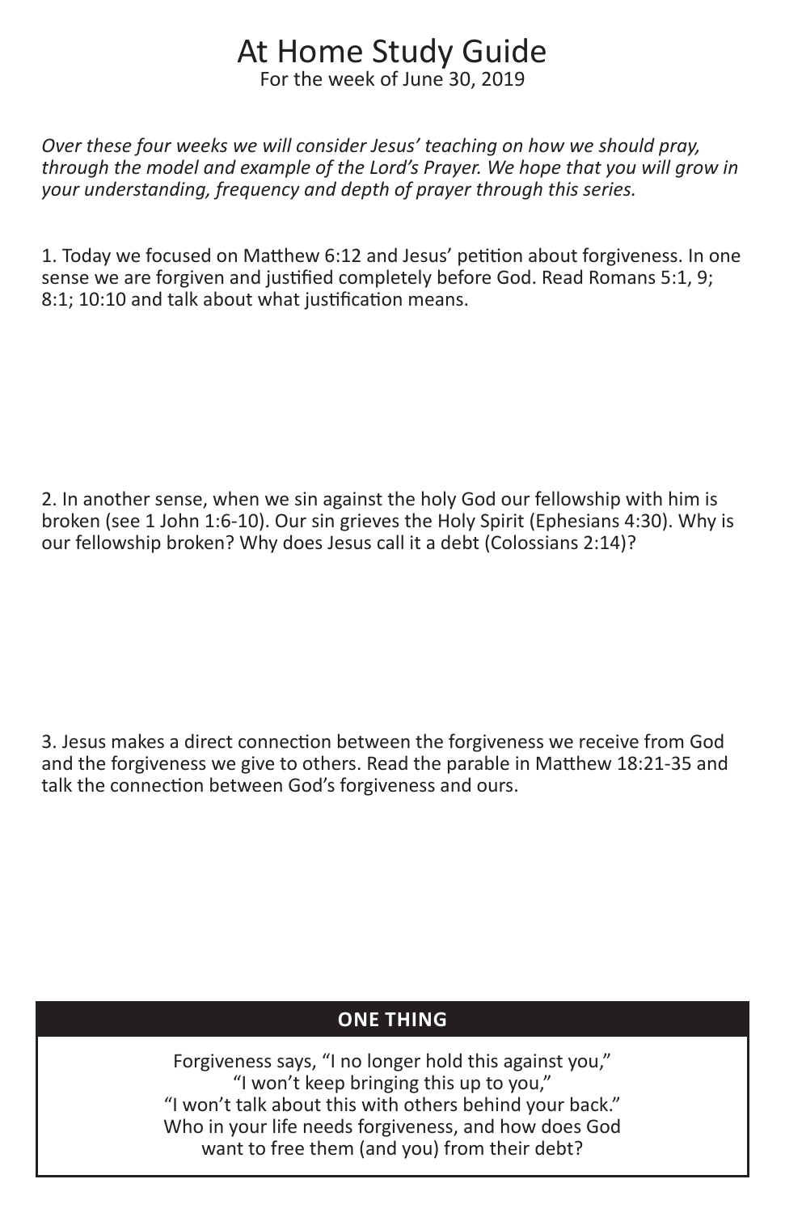# At Home Study Guide

For the week of June 30, 2019

*Over these four weeks we will consider Jesus' teaching on how we should pray, through the model and example of the Lord's Prayer. We hope that you will grow in your understanding, frequency and depth of prayer through this series.*

1. Today we focused on Matthew 6:12 and Jesus' petition about forgiveness. In one sense we are forgiven and justified completely before God. Read Romans 5:1, 9; 8:1; 10:10 and talk about what justification means.

2. In another sense, when we sin against the holy God our fellowship with him is broken (see 1 John 1:6-10). Our sin grieves the Holy Spirit (Ephesians 4:30). Why is our fellowship broken? Why does Jesus call it a debt (Colossians 2:14)?

3. Jesus makes a direct connection between the forgiveness we receive from God and the forgiveness we give to others. Read the parable in Matthew 18:21-35 and talk the connection between God's forgiveness and ours.

**ONE THING**

Forgiveness says, "I no longer hold this against you,"
"I won't keep bringing this up to you,"
"I won't talk about this with others behind your back."
Who in your life needs forgiveness, and how does God want to free them (and you) from their debt?